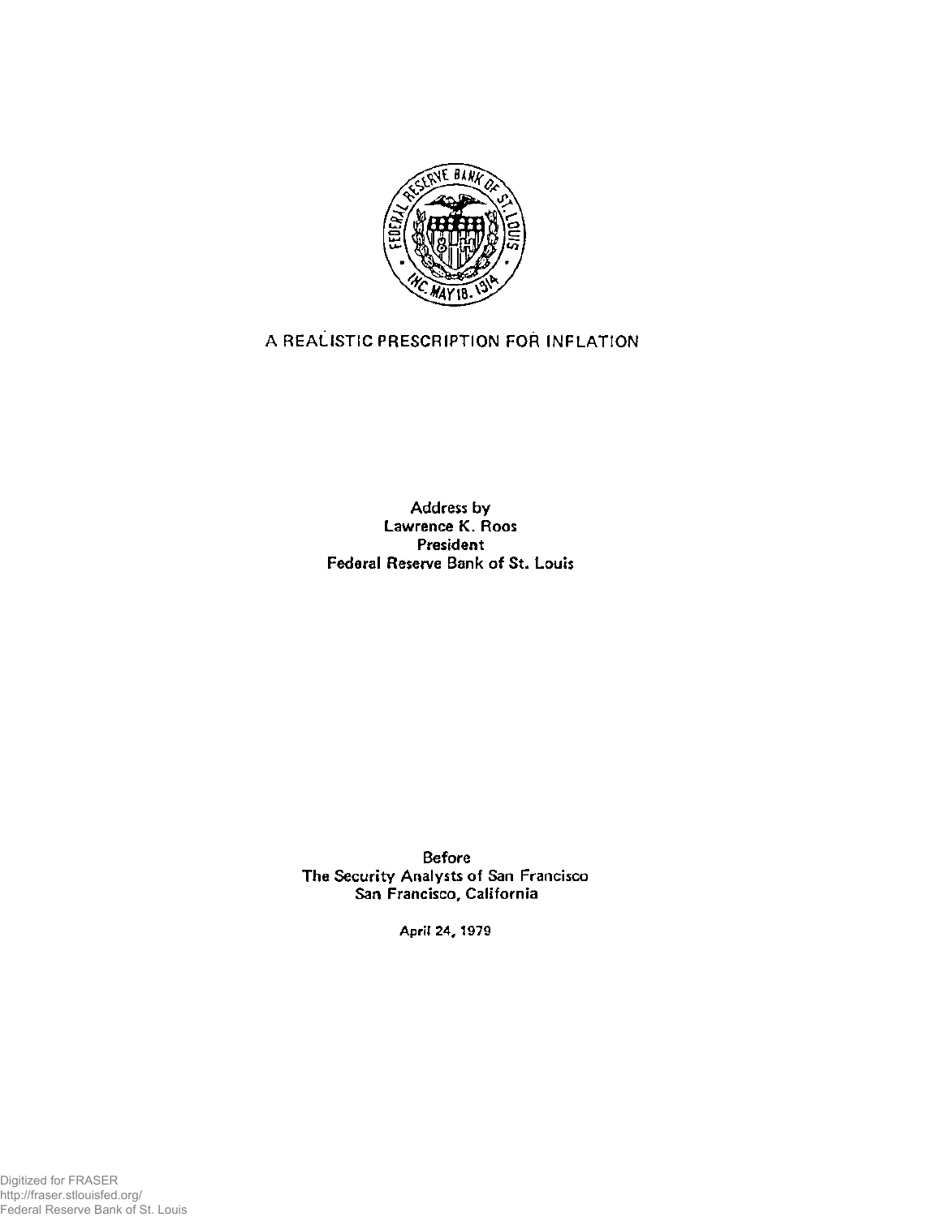# A REALISTIC PRESCRIPTION FOR INFLATION

Address by
Lawrence K. Roos
President
Federal Reserve Bank of St. Louis

Before
The Security Analysts of San Francisco
San Francisco, California

April 24, 1979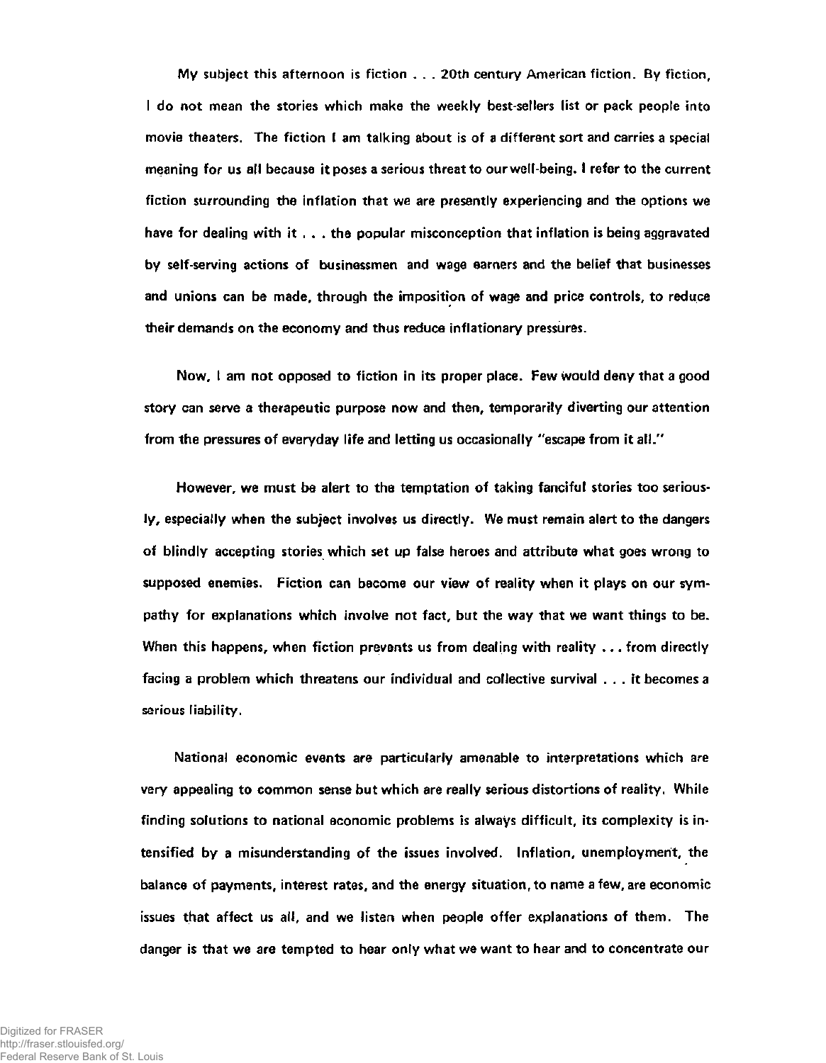My subject this afternoon is fiction . . . 20th century American fiction. By fiction, I do not mean the stories which make the weekly best-sellers list or pack people into movie theaters. The fiction I am talking about is of a different sort and carries a special meaning for us all because it poses a serious threat to our well-being. I refer to the current fiction surrounding the inflation that we are presently experiencing and the options we have for dealing with it . . . the popular misconception that inflation is being aggravated by self-serving actions of businessmen and wage earners and the belief that businesses and unions can be made, through the imposition of wage and price controls, to reduce their demands on the economy and thus reduce inflationary pressures.

Now, I am not opposed to fiction in its proper place. Few would deny that a good story can serve a therapeutic purpose now and then, temporarily diverting our attention from the pressures of everyday life and letting us occasionally "escape from it all."

However, we must be alert to the temptation of taking fanciful stories too seriously, especially when the subject involves us directly. We must remain alert to the dangers of blindly accepting stories which set up false heroes and attribute what goes wrong to supposed enemies. Fiction can become our view of reality when it plays on our sympathy for explanations which involve not fact, but the way that we want things to be. When this happens, when fiction prevents us from dealing with reality . . . from directly facing a problem which threatens our individual and collective survival . . . it becomes a serious liability.

National economic events are particularly amenable to interpretations which are very appealing to common sense but which are really serious distortions of reality. While finding solutions to national economic problems is always difficult, its complexity is intensified by a misunderstanding of the issues involved. Inflation, unemployment, the balance of payments, interest rates, and the energy situation, to name a few, are economic issues that affect us all, and we listen when people offer explanations of them. The danger is that we are tempted to hear only what we want to hear and to concentrate our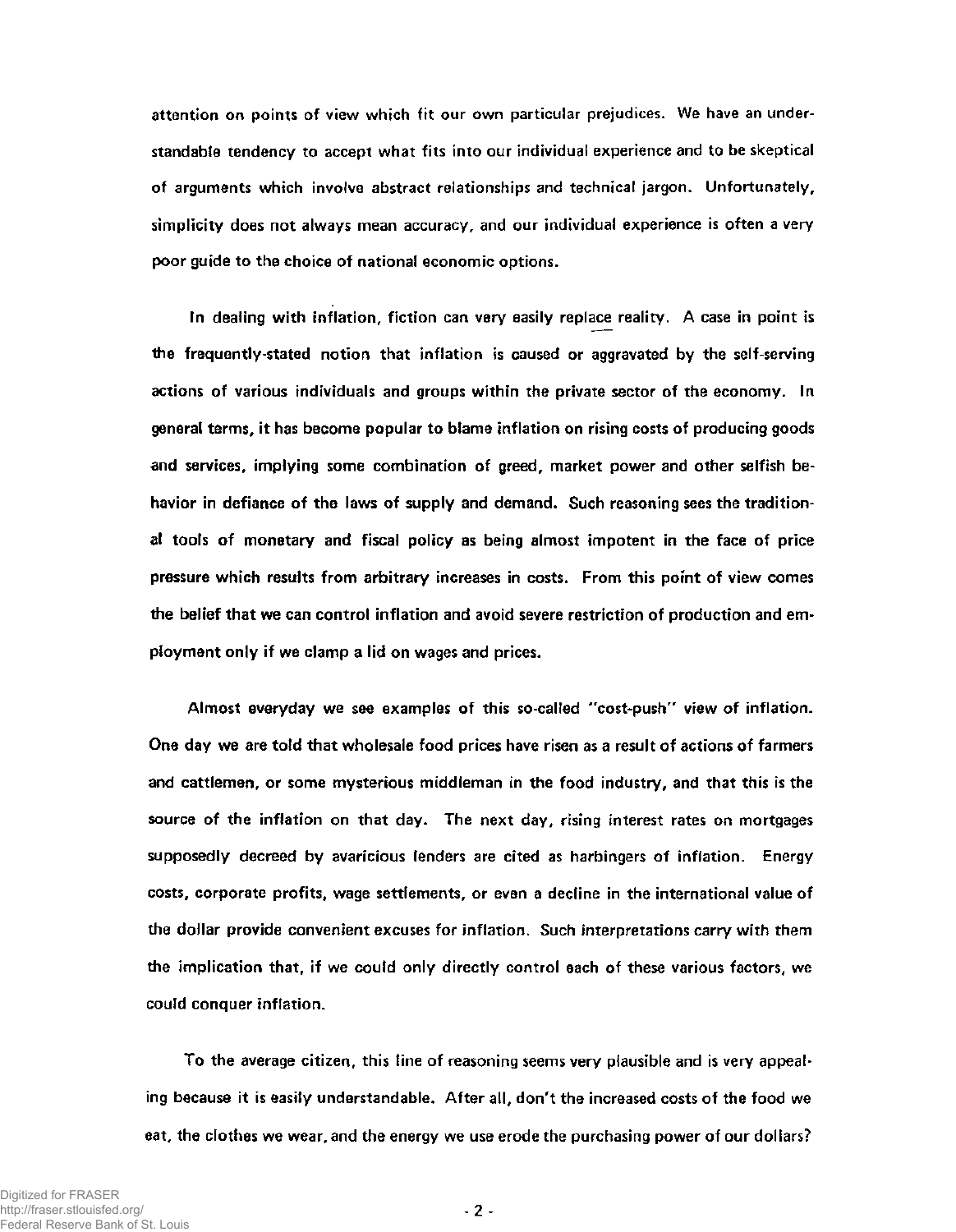attention on points of view which fit our own particular prejudices. We have an understandable tendency to accept what fits into our individual experience and to be skeptical of arguments which involve abstract relationships and technical jargon. Unfortunately, simplicity does not always mean accuracy, and our individual experience is often a very poor guide to the choice of national economic options.

In dealing with inflation, fiction can very easily replace reality. A case in point is the frequently-stated notion that inflation is caused or aggravated by the self-serving actions of various individuals and groups within the private sector of the economy. In general terms, it has become popular to blame inflation on rising costs of producing goods and services, implying some combination of greed, market power and other selfish behavior in defiance of the laws of supply and demand. Such reasoning sees the traditional tools of monetary and fiscal policy as being almost impotent in the face of price pressure which results from arbitrary increases in costs. From this point of view comes the belief that we can control inflation and avoid severe restriction of production and employment only if we clamp a lid on wages and prices.

Almost everyday we see examples of this so-called "cost-push" view of inflation. One day we are told that wholesale food prices have risen as a result of actions of farmers and cattlemen, or some mysterious middleman in the food industry, and that this is the source of the inflation on that day. The next day, rising interest rates on mortgages supposedly decreed by avaricious lenders are cited as harbingers of inflation. Energy costs, corporate profits, wage settlements, or even a decline in the international value of the dollar provide convenient excuses for inflation. Such interpretations carry with them the implication that, if we could only directly control each of these various factors, we could conquer inflation.

To the average citizen, this line of reasoning seems very plausible and is very appealing because it is easily understandable. After all, don't the increased costs of the food we eat, the clothes we wear, and the energy we use erode the purchasing power of our dollars?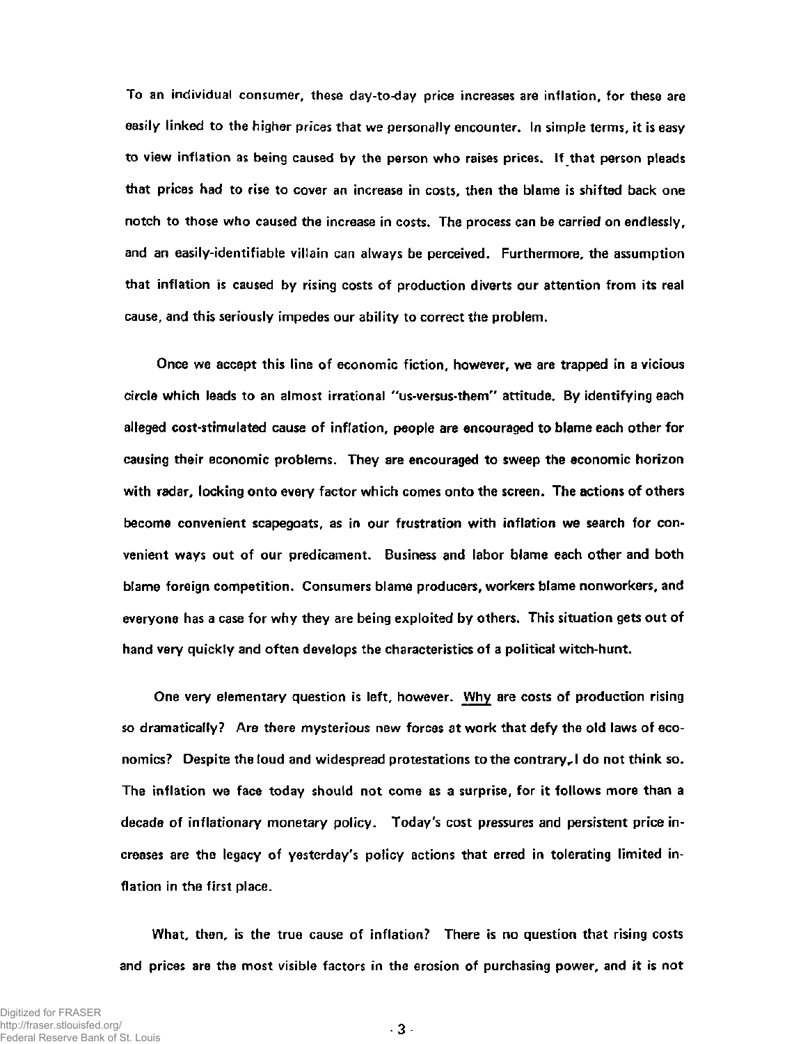To an individual consumer, these day-to-day price increases are inflation, for these are easily linked to the higher prices that we personally encounter. In simple terms, it is easy to view inflation as being caused by the person who raises prices. If that person pleads that prices had to rise to cover an increase in costs, then the blame is shifted back one notch to those who caused the increase in costs. The process can be carried on endlessly, and an easily-identifiable villain can always be perceived. Furthermore, the assumption that inflation is caused by rising costs of production diverts our attention from its real cause, and this seriously impedes our ability to correct the problem.

Once we accept this line of economic fiction, however, we are trapped in a vicious circle which leads to an almost irrational "us-versus-them" attitude. By identifying each alleged cost-stimulated cause of inflation, people are encouraged to blame each other for causing their economic problems. They are encouraged to sweep the economic horizon with radar, locking onto every factor which comes onto the screen. The actions of others become convenient scapegoats, as in our frustration with inflation we search for convenient ways out of our predicament. Business and labor blame each other and both blame foreign competition. Consumers blame producers, workers blame nonworkers, and everyone has a case for why they are being exploited by others. This situation gets out of hand very quickly and often develops the characteristics of a political witch-hunt.

One very elementary question is left, however. Why are costs of production rising so dramatically? Are there mysterious new forces at work that defy the old laws of economics? Despite the loud and widespread protestations to the contrary, I do not think so. The inflation we face today should not come as a surprise, for it follows more than a decade of inflationary monetary policy. Today's cost pressures and persistent price increases are the legacy of yesterday's policy actions that erred in tolerating limited inflation in the first place.

What, then, is the true cause of inflation? There is no question that rising costs and prices are the most visible factors in the erosion of purchasing power, and it is not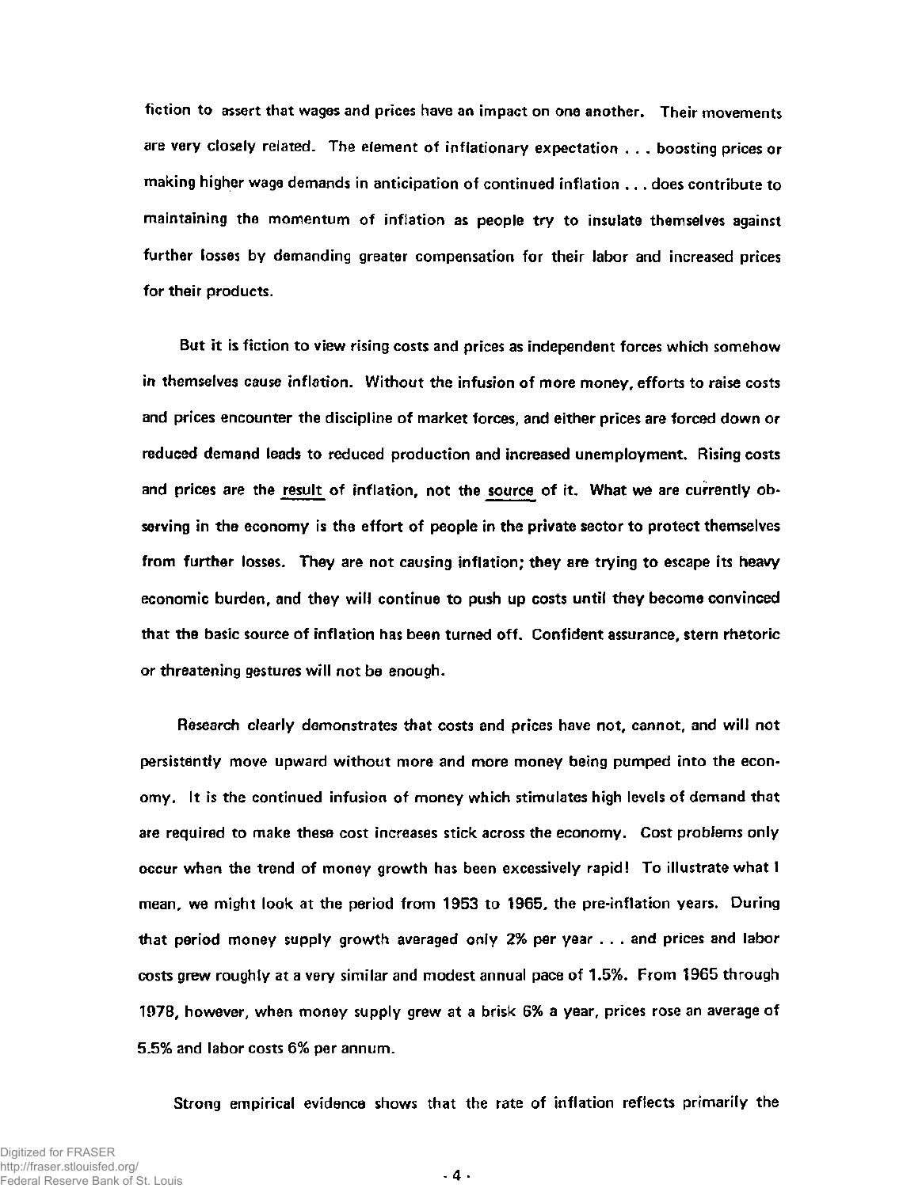fiction to assert that wages and prices have an impact on one another. Their movements are very closely related. The element of inflationary expectation . . . boosting prices or making higher wage demands in anticipation of continued inflation . . . does contribute to maintaining the momentum of inflation as people try to insulate themselves against further losses by demanding greater compensation for their labor and increased prices for their products.

But it is fiction to view rising costs and prices as independent forces which somehow in themselves cause inflation. Without the infusion of more money, efforts to raise costs and prices encounter the discipline of market forces, and either prices are forced down or reduced demand leads to reduced production and increased unemployment. Rising costs and prices are the <u>result</u> of inflation, not the <u>source</u> of it. What we are currently observing in the economy is the effort of people in the private sector to protect themselves from further losses. They are not causing inflation; they are trying to escape its heavy economic burden, and they will continue to push up costs until they become convinced that the basic source of inflation has been turned off. Confident assurance, stern rhetoric or threatening gestures will not be enough.

Research clearly demonstrates that costs and prices have not, cannot, and will not persistently move upward without more and more money being pumped into the economy. It is the continued infusion of money which stimulates high levels of demand that are required to make these cost increases stick across the economy. Cost problems only occur when the trend of money growth has been excessively rapid! To illustrate what I mean, we might look at the period from 1953 to 1965, the pre-inflation years. During that period money supply growth averaged only 2% per year . . . and prices and labor costs grew roughly at a very similar and modest annual pace of 1.5%. From 1965 through 1978, however, when money supply grew at a brisk 6% a year, prices rose an average of 5.5% and labor costs 6% per annum.

Strong empirical evidence shows that the rate of inflation reflects primarily the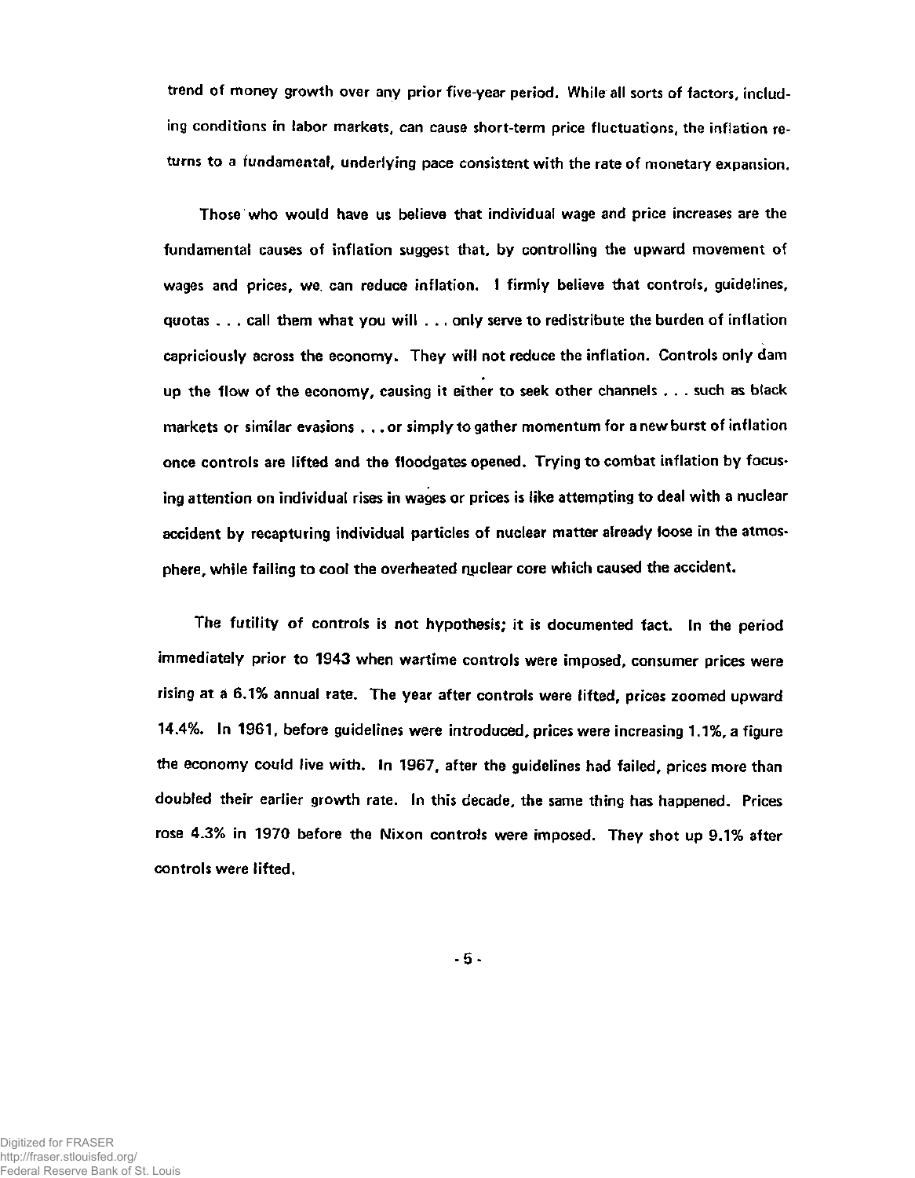trend of money growth over any prior five-year period. While all sorts of factors, including conditions in labor markets, can cause short-term price fluctuations, the inflation returns to a fundamental, underlying pace consistent with the rate of monetary expansion.

Those who would have us believe that individual wage and price increases are the fundamental causes of inflation suggest that, by controlling the upward movement of wages and prices, we can reduce inflation. I firmly believe that controls, guidelines, quotas . . . call them what you will . . . only serve to redistribute the burden of inflation capriciously across the economy. They will not reduce the inflation. Controls only dam up the flow of the economy, causing it either to seek other channels . . . such as black markets or similar evasions . . . or simply to gather momentum for a new burst of inflation once controls are lifted and the floodgates opened. Trying to combat inflation by focusing attention on individual rises in wages or prices is like attempting to deal with a nuclear accident by recapturing individual particles of nuclear matter already loose in the atmosphere, while failing to cool the overheated nuclear core which caused the accident.

The futility of controls is not hypothesis; it is documented fact. In the period immediately prior to 1943 when wartime controls were imposed, consumer prices were rising at a 6.1% annual rate. The year after controls were lifted, prices zoomed upward 14.4%. In 1961, before guidelines were introduced, prices were increasing 1.1%, a figure the economy could live with. In 1967, after the guidelines had failed, prices more than doubled their earlier growth rate. In this decade, the same thing has happened. Prices rose 4.3% in 1970 before the Nixon controls were imposed. They shot up 9.1% after controls were lifted.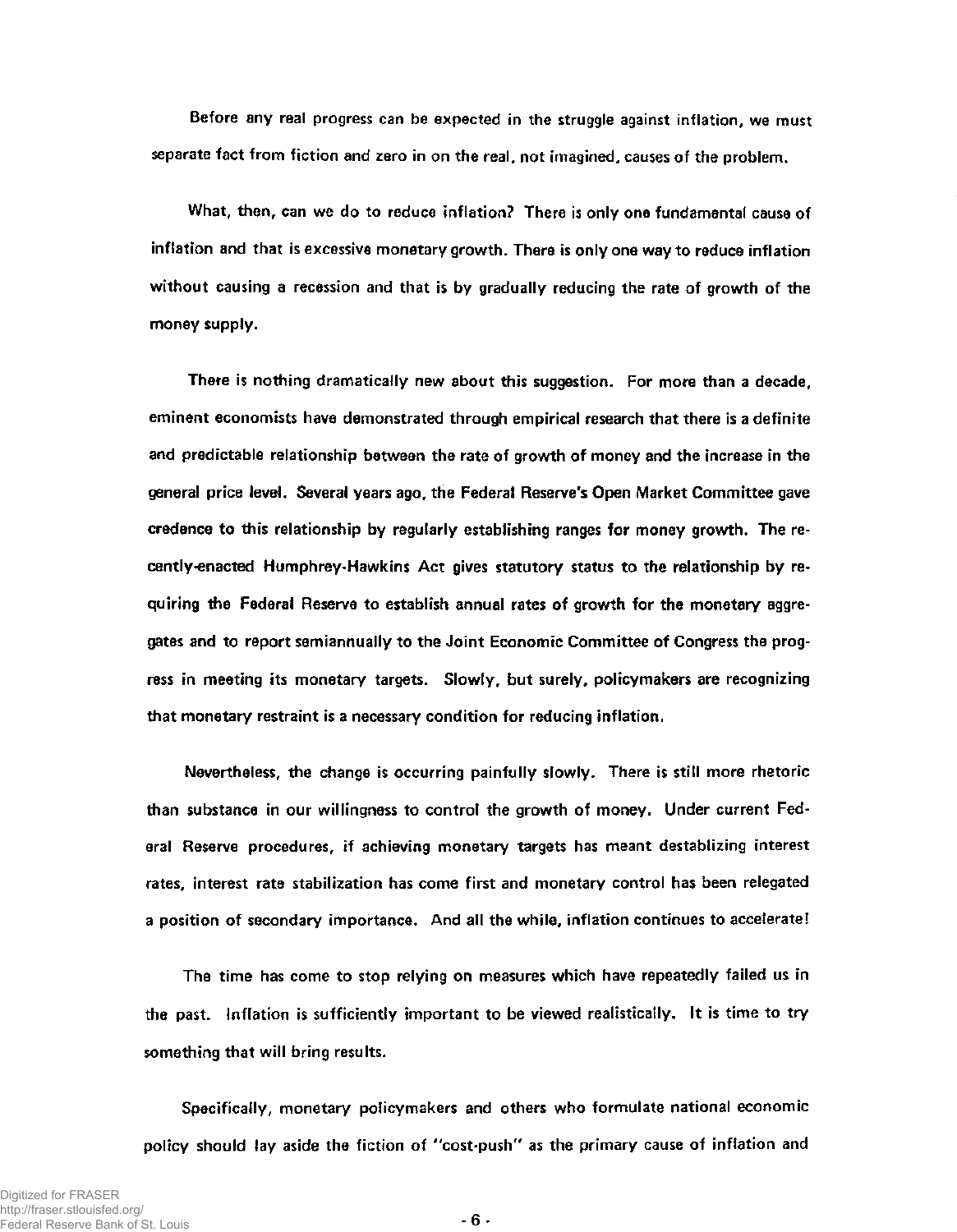Before any real progress can be expected in the struggle against inflation, we must separate fact from fiction and zero in on the real, not imagined, causes of the problem.

What, then, can we do to reduce inflation? There is only one fundamental cause of inflation and that is excessive monetary growth. There is only one way to reduce inflation without causing a recession and that is by gradually reducing the rate of growth of the money supply.

There is nothing dramatically new about this suggestion. For more than a decade, eminent economists have demonstrated through empirical research that there is a definite and predictable relationship between the rate of growth of money and the increase in the general price level. Several years ago, the Federal Reserve's Open Market Committee gave credence to this relationship by regularly establishing ranges for money growth. The recently-enacted Humphrey-Hawkins Act gives statutory status to the relationship by requiring the Federal Reserve to establish annual rates of growth for the monetary aggregates and to report semiannually to the Joint Economic Committee of Congress the progress in meeting its monetary targets. Slowly, but surely, policymakers are recognizing that monetary restraint is a necessary condition for reducing inflation.

Nevertheless, the change is occurring painfully slowly. There is still more rhetoric than substance in our willingness to control the growth of money. Under current Federal Reserve procedures, if achieving monetary targets has meant destablizing interest rates, interest rate stabilization has come first and monetary control has been relegated a position of secondary importance. And all the while, inflation continues to accelerate!

The time has come to stop relying on measures which have repeatedly failed us in the past. Inflation is sufficiently important to be viewed realistically. It is time to try something that will bring results.

Specifically, monetary policymakers and others who formulate national economic policy should lay aside the fiction of "cost-push" as the primary cause of inflation and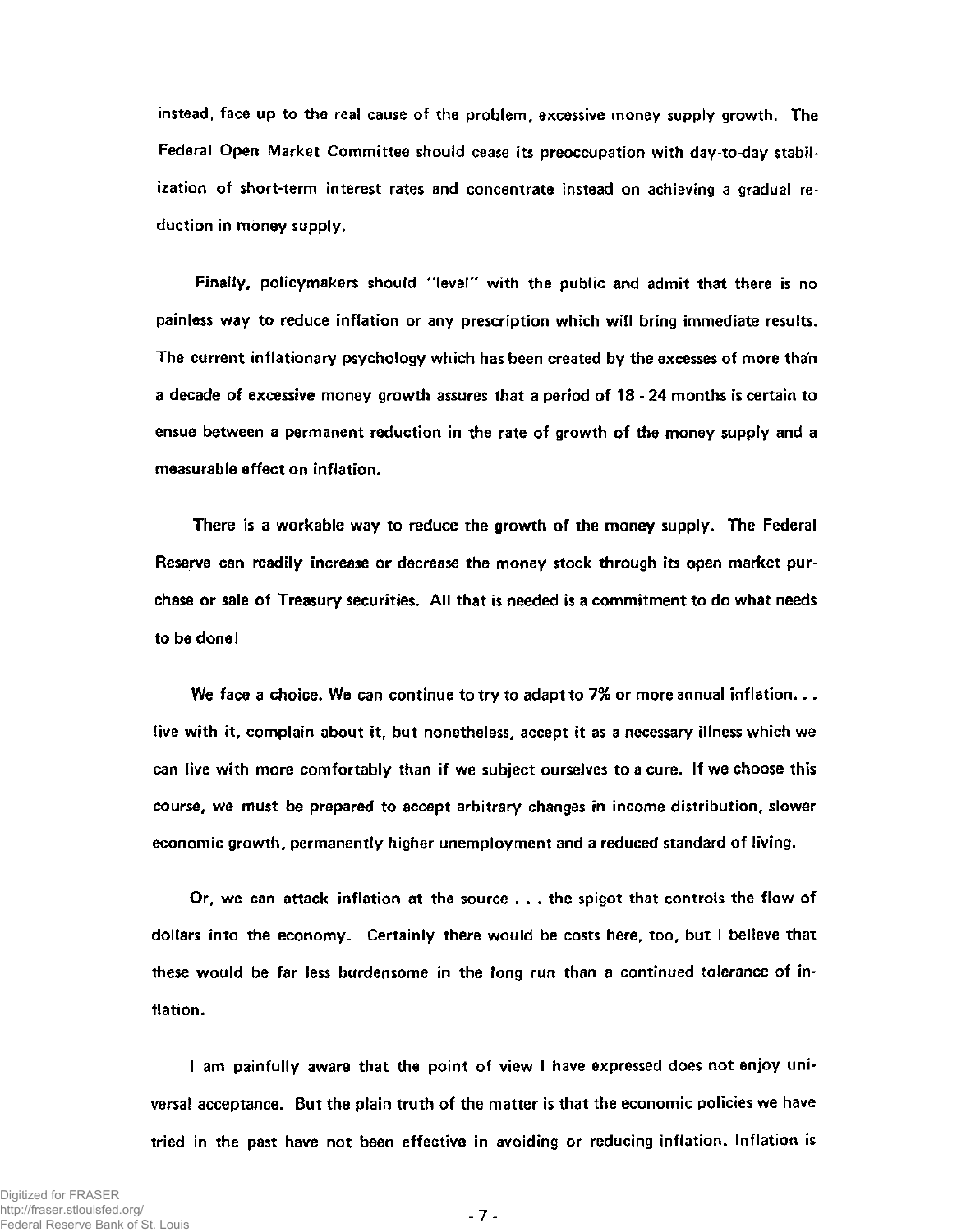instead, face up to the real cause of the problem, excessive money supply growth. The Federal Open Market Committee should cease its preoccupation with day-to-day stabilization of short-term interest rates and concentrate instead on achieving a gradual reduction in money supply.

Finally, policymakers should "level" with the public and admit that there is no painless way to reduce inflation or any prescription which will bring immediate results. The current inflationary psychology which has been created by the excesses of more than a decade of excessive money growth assures that a period of 18 - 24 months is certain to ensue between a permanent reduction in the rate of growth of the money supply and a measurable effect on inflation.

There is a workable way to reduce the growth of the money supply. The Federal Reserve can readily increase or decrease the money stock through its open market purchase or sale of Treasury securities. All that is needed is a commitment to do what needs to be done!

We face a choice. We can continue to try to adapt to 7% or more annual inflation. . . live with it, complain about it, but nonetheless, accept it as a necessary illness which we can live with more comfortably than if we subject ourselves to a cure. If we choose this course, we must be prepared to accept arbitrary changes in income distribution, slower economic growth, permanently higher unemployment and a reduced standard of living.

Or, we can attack inflation at the source . . . the spigot that controls the flow of dollars into the economy. Certainly there would be costs here, too, but I believe that these would be far less burdensome in the long run than a continued tolerance of inflation.

I am painfully aware that the point of view I have expressed does not enjoy universal acceptance. But the plain truth of the matter is that the economic policies we have tried in the past have not been effective in avoiding or reducing inflation. Inflation is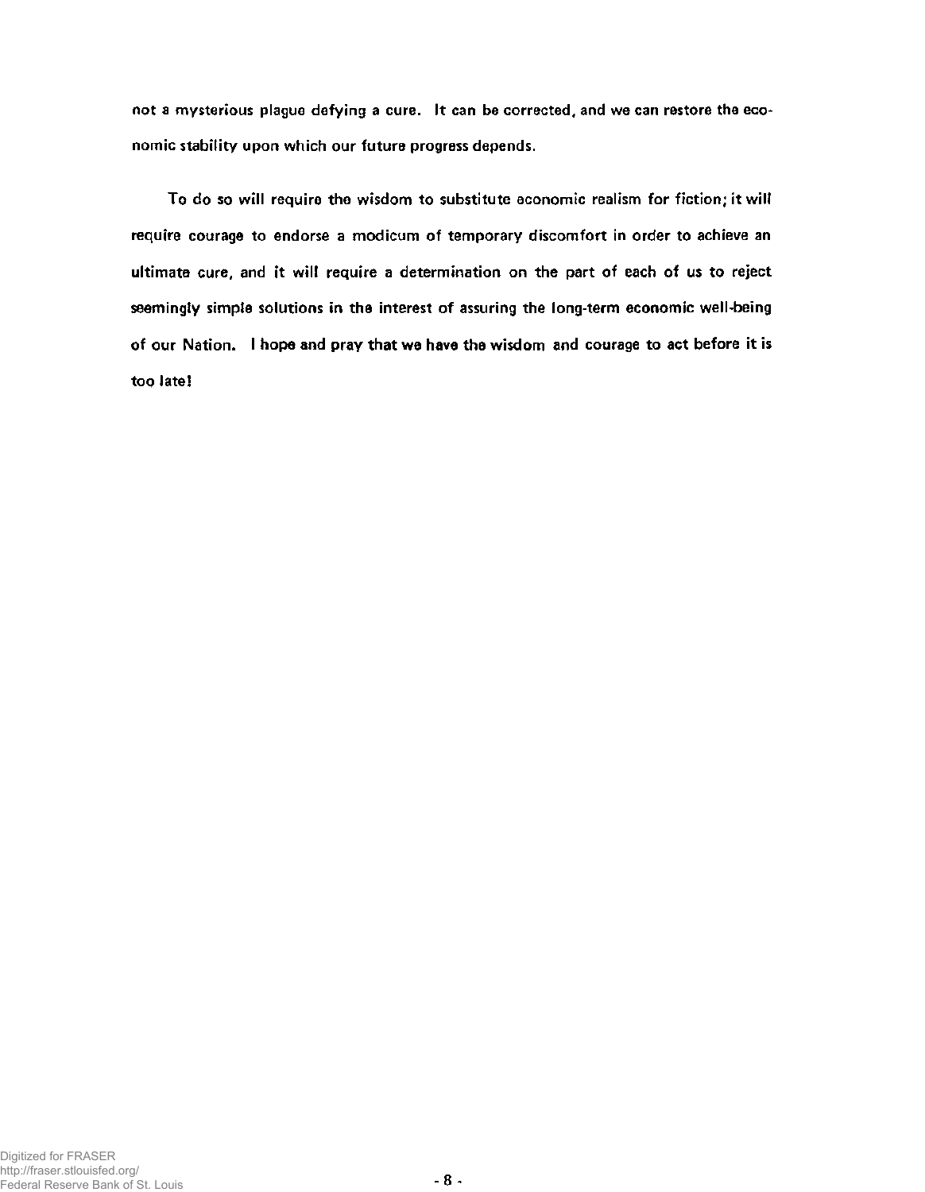not a mysterious plague defying a cure. It can be corrected, and we can restore the economic stability upon which our future progress depends.

To do so will require the wisdom to substitute economic realism for fiction; it will require courage to endorse a modicum of temporary discomfort in order to achieve an ultimate cure, and it will require a determination on the part of each of us to reject seemingly simple solutions in the interest of assuring the long-term economic well-being of our Nation. I hope and pray that we have the wisdom and courage to act before it is too late!